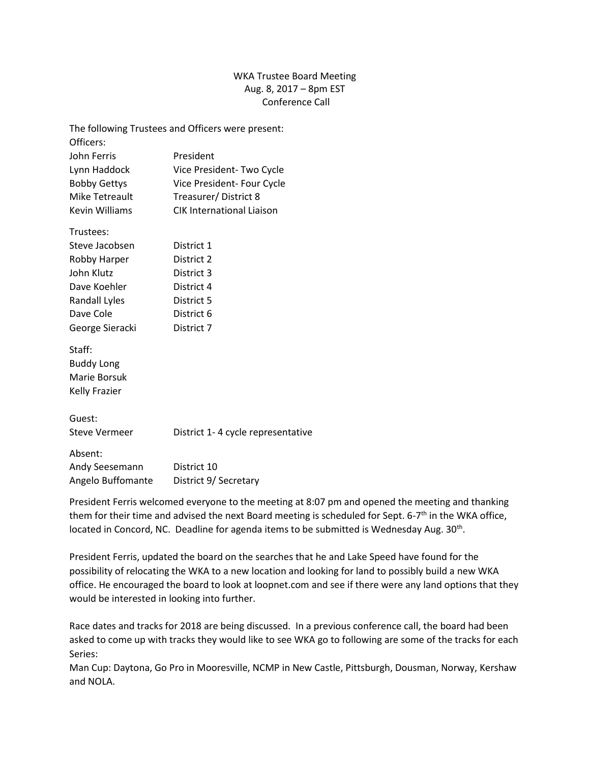WKA Trustee Board Meeting
Aug. 8, 2017 – 8pm EST
Conference Call

The following Trustees and Officers were present:

Officers:

| | |
|---|---|
| John Ferris | President |
| Lynn Haddock | Vice President- Two Cycle |
| Bobby Gettys | Vice President- Four Cycle |
| Mike Tetreault | Treasurer/ District 8 |
| Kevin Williams | CIK International Liaison |

Trustees:

| | |
|---|---|
| Steve Jacobsen | District 1 |
| Robby Harper | District 2 |
| John Klutz | District 3 |
| Dave Koehler | District 4 |
| Randall Lyles | District 5 |
| Dave Cole | District 6 |
| George Sieracki | District 7 |

Staff:
Buddy Long
Marie Borsuk
Kelly Frazier

Guest:

| | |
|---|---|
| Steve Vermeer | District 1- 4 cycle representative |

Absent:

| | |
|---|---|
| Andy Seesemann | District 10 |
| Angelo Buffomante | District 9/ Secretary |

President Ferris welcomed everyone to the meeting at 8:07 pm and opened the meeting and thanking them for their time and advised the next Board meeting is scheduled for Sept. 6-7th in the WKA office, located in Concord, NC. Deadline for agenda items to be submitted is Wednesday Aug. 30th.

President Ferris, updated the board on the searches that he and Lake Speed have found for the possibility of relocating the WKA to a new location and looking for land to possibly build a new WKA office. He encouraged the board to look at loopnet.com and see if there were any land options that they would be interested in looking into further.

Race dates and tracks for 2018 are being discussed. In a previous conference call, the board had been asked to come up with tracks they would like to see WKA go to following are some of the tracks for each Series:

Man Cup: Daytona, Go Pro in Mooresville, NCMP in New Castle, Pittsburgh, Dousman, Norway, Kershaw and NOLA.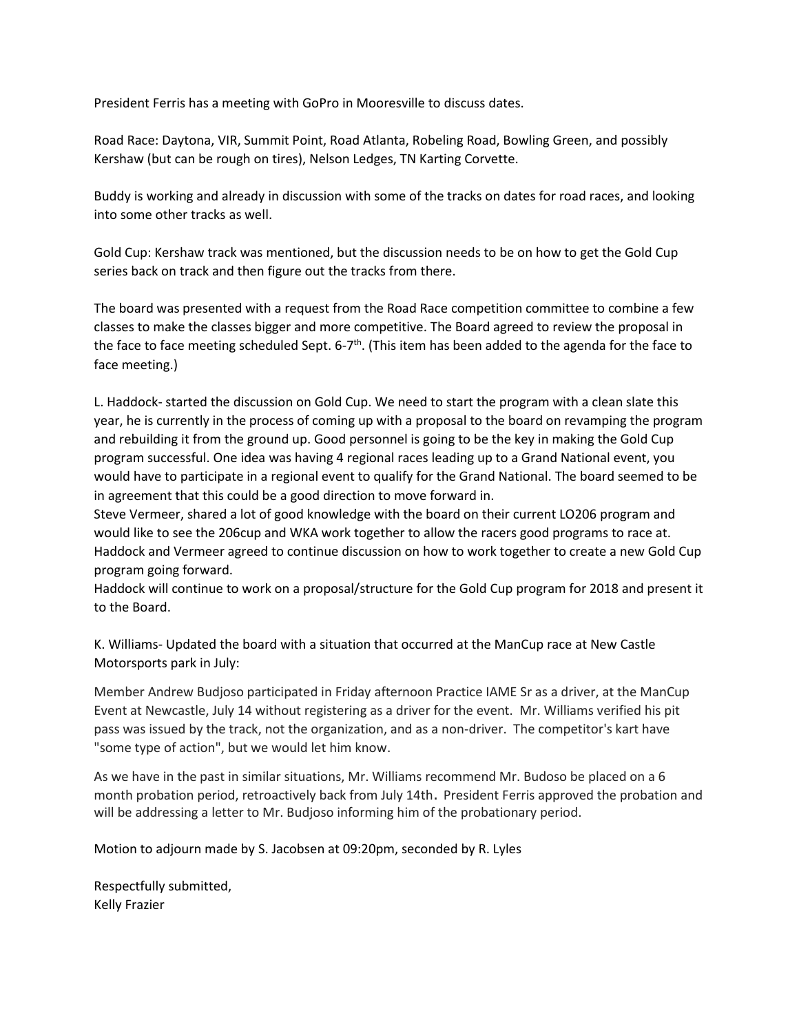President Ferris has a meeting with GoPro in Mooresville to discuss dates.

Road Race: Daytona, VIR, Summit Point, Road Atlanta, Robeling Road, Bowling Green, and possibly Kershaw (but can be rough on tires), Nelson Ledges, TN Karting Corvette.

Buddy is working and already in discussion with some of the tracks on dates for road races, and looking into some other tracks as well.

Gold Cup: Kershaw track was mentioned, but the discussion needs to be on how to get the Gold Cup series back on track and then figure out the tracks from there.

The board was presented with a request from the Road Race competition committee to combine a few classes to make the classes bigger and more competitive. The Board agreed to review the proposal in the face to face meeting scheduled Sept. 6-7th. (This item has been added to the agenda for the face to face meeting.)

L. Haddock- started the discussion on Gold Cup. We need to start the program with a clean slate this year, he is currently in the process of coming up with a proposal to the board on revamping the program and rebuilding it from the ground up. Good personnel is going to be the key in making the Gold Cup program successful. One idea was having 4 regional races leading up to a Grand National event, you would have to participate in a regional event to qualify for the Grand National. The board seemed to be in agreement that this could be a good direction to move forward in.
Steve Vermeer, shared a lot of good knowledge with the board on their current LO206 program and would like to see the 206cup and WKA work together to allow the racers good programs to race at.
Haddock and Vermeer agreed to continue discussion on how to work together to create a new Gold Cup program going forward.
Haddock will continue to work on a proposal/structure for the Gold Cup program for 2018 and present it to the Board.

K. Williams- Updated the board with a situation that occurred at the ManCup race at New Castle Motorsports park in July:

Member Andrew Budjoso participated in Friday afternoon Practice IAME Sr as a driver, at the ManCup Event at Newcastle, July 14 without registering as a driver for the event. Mr. Williams verified his pit pass was issued by the track, not the organization, and as a non-driver. The competitor's kart have "some type of action", but we would let him know.

As we have in the past in similar situations, Mr. Williams recommend Mr. Budoso be placed on a 6 month probation period, retroactively back from July 14th. President Ferris approved the probation and will be addressing a letter to Mr. Budjoso informing him of the probationary period.

Motion to adjourn made by S. Jacobsen at 09:20pm, seconded by R. Lyles

Respectfully submitted,
Kelly Frazier